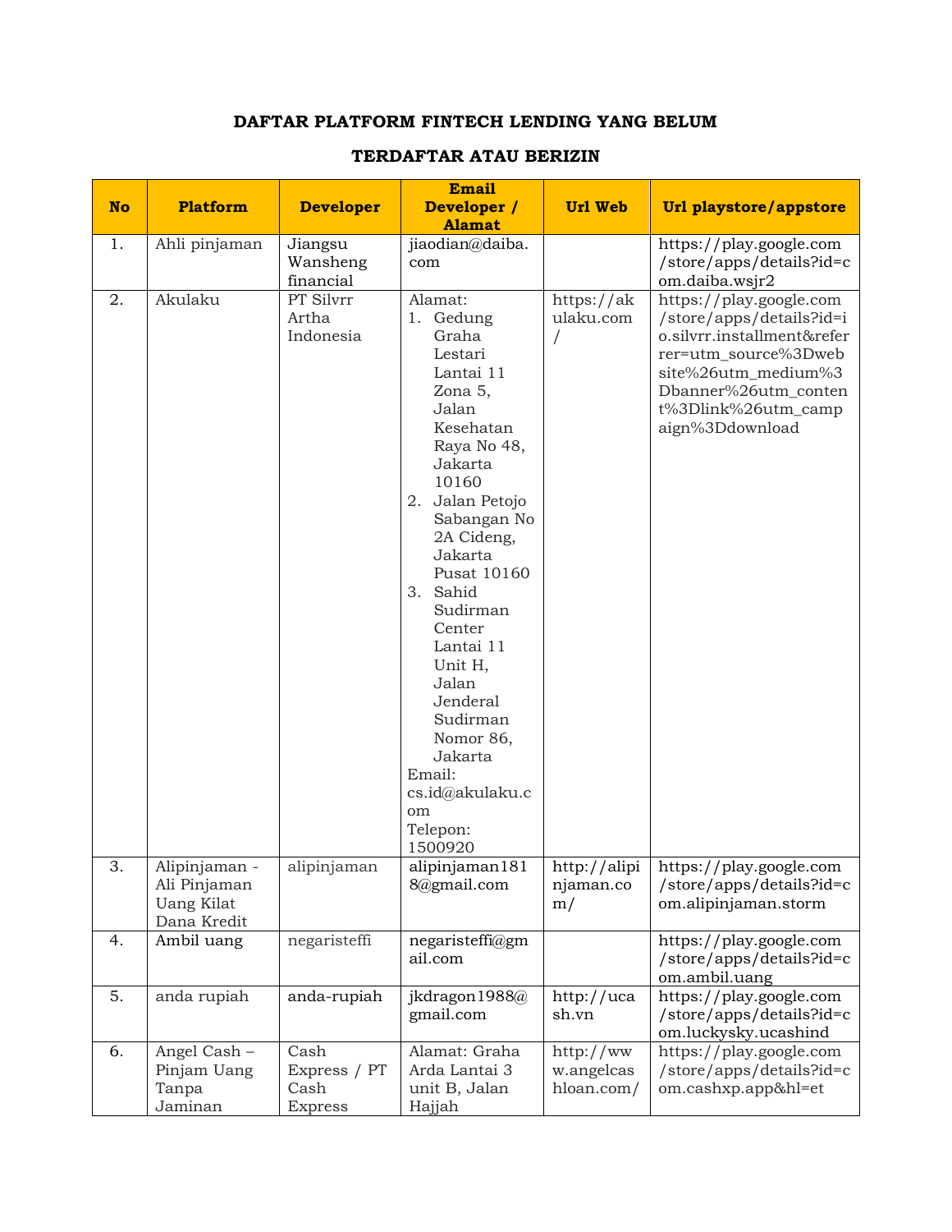# DAFTAR PLATFORM FINTECH LENDING YANG BELUM TERDAFTAR ATAU BERIZIN

| No | Platform | Developer | Email Developer / Alamat | Url Web | Url playstore/appstore |
|---|---|---|---|---|---|
| 1. | Ahli pinjaman | Jiangsu Wansheng financial | jiaodian@daiba.com | | https://play.google.com/store/apps/details?id=com.daiba.wsjr2 |
| 2. | Akulaku | PT Silvrr Artha Indonesia | Alamat:<br>1. Gedung Graha Lestari Lantai 11 Zona 5, Jalan Kesehatan Raya No 48, Jakarta 10160<br>2. Jalan Petojo Sabangan No 2A Cideng, Jakarta Pusat 10160<br>3. Sahid Sudirman Center Lantai 11 Unit H, Jalan Jenderal Sudirman Nomor 86, Jakarta<br>Email: cs.id@akulaku.com<br>Telepon: 1500920 | https://akulaku.com/ | https://play.google.com/store/apps/details?id=io.silvrr.installment&referrer=utm_source%3Dwebsite%26utm_medium%3Dbanner%26utm_content%3Dlink%26utm_campaign%3Ddownload |
| 3. | Alipinjaman - Ali Pinjaman Uang Kilat Dana Kredit | alipinjaman | alipinjaman1818@gmail.com | http://alipinjaman.com/ | https://play.google.com/store/apps/details?id=com.alipinjaman.storm |
| 4. | Ambil uang | negaristeffi | negaristeffi@gmail.com | | https://play.google.com/store/apps/details?id=com.ambil.uang |
| 5. | anda rupiah | anda-rupiah | jkdragon1988@gmail.com | http://ucash.vn | https://play.google.com/store/apps/details?id=com.luckysky.ucashind |
| 6. | Angel Cash – Pinjam Uang Tanpa Jaminan | Cash Express / PT Cash Express | Alamat: Graha Arda Lantai 3 unit B, Jalan Hajjah | http://www.angelcashloan.com/ | https://play.google.com/store/apps/details?id=com.cashxp.app&hl=et |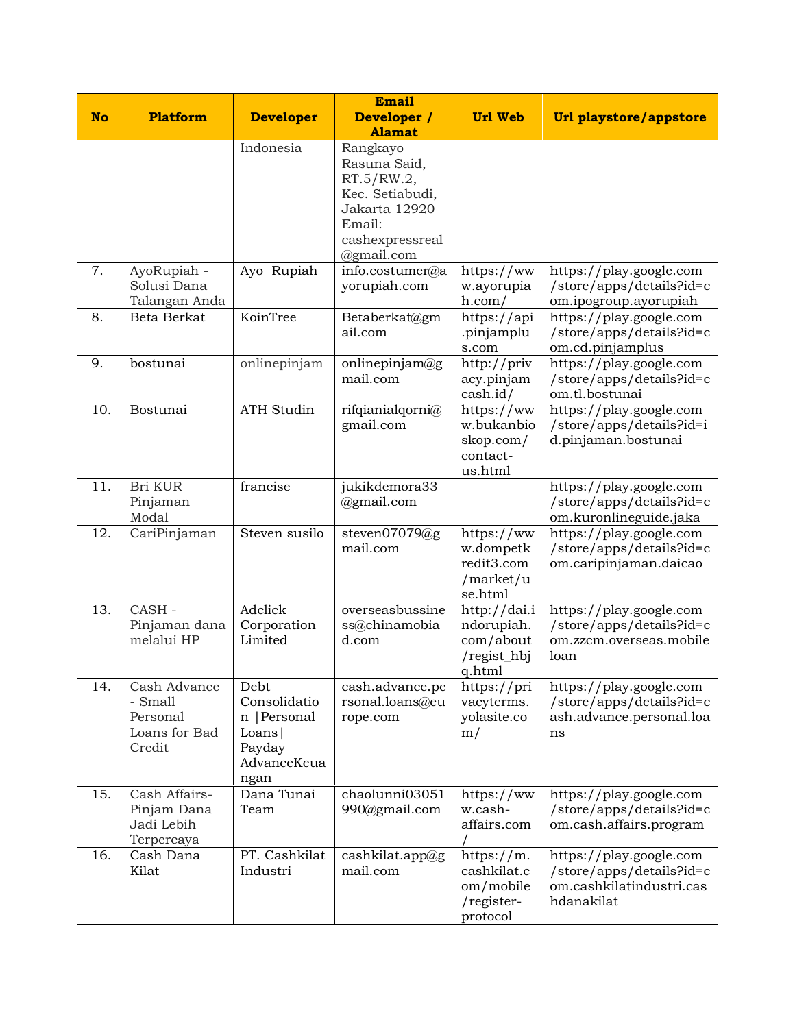| No | Platform | Developer | Email Developer / Alamat | Url Web | Url playstore/appstore |
|---|---|---|---|---|---|
| | | Indonesia | Rangkayo Rasuna Said, RT.5/RW.2, Kec. Setiabudi, Jakarta 12920 Email: cashexpressreal@gmail.com | | |
| 7. | AyoRupiah - Solusi Dana Talangan Anda | Ayo Rupiah | info.costumer@ayorupiah.com | https://www.ayorupiah.com/ | https://play.google.com/store/apps/details?id=com.ipogroup.ayorupiah |
| 8. | Beta Berkat | KoinTree | Betaberkat@gmail.com | https://api.pinjamplus.com | https://play.google.com/store/apps/details?id=com.cd.pinjamplus |
| 9. | bostunai | onlinepinjam | onlinepinjam@gmail.com | http://privacy.pinjamcash.id/ | https://play.google.com/store/apps/details?id=com.tl.bostunai |
| 10. | Bostunai | ATH Studin | rifqianialqorni@gmail.com | https://www.bukanbioskop.com/contact-us.html | https://play.google.com/store/apps/details?id=id.pinjaman.bostunai |
| 11. | Bri KUR Pinjaman Modal | francise | jukikdemora33@gmail.com | | https://play.google.com/store/apps/details?id=com.kuronlineguide.jaka |
| 12. | CariPinjaman | Steven susilo | steven07079@gmail.com | https://www.dompetkredit3.com/market/use.html | https://play.google.com/store/apps/details?id=com.caripinjaman.daicao |
| 13. | CASH - Pinjaman dana melalui HP | Adclick Corporation Limited | overseasbussiness@chinamobiad.com | http://dai.indorupiah.com/about/regist_hbjq.html | https://play.google.com/store/apps/details?id=com.zzcm.overseas.mobileloan |
| 14. | Cash Advance - Small Personal Loans for Bad Credit | Debt Consolidation \|Personal Loans\| Payday AdvanceKeuangan | cash.advance.personal.loans@europe.com | https://privacyterms.yolasite.com/ | https://play.google.com/store/apps/details?id=cash.advance.personal.loans |
| 15. | Cash Affairs-Pinjam Dana Jadi Lebih Terpercaya | Dana Tunai Team | chaolunni03051990@gmail.com | https://www.cash-affairs.com/ | https://play.google.com/store/apps/details?id=com.cash.affairs.program |
| 16. | Cash Dana Kilat | PT. Cashkilat Industri | cashkilat.app@gmail.com | https://m.cashkilat.com/mobile/register-protocol | https://play.google.com/store/apps/details?id=com.cashkilatindustri.cashdanakilat |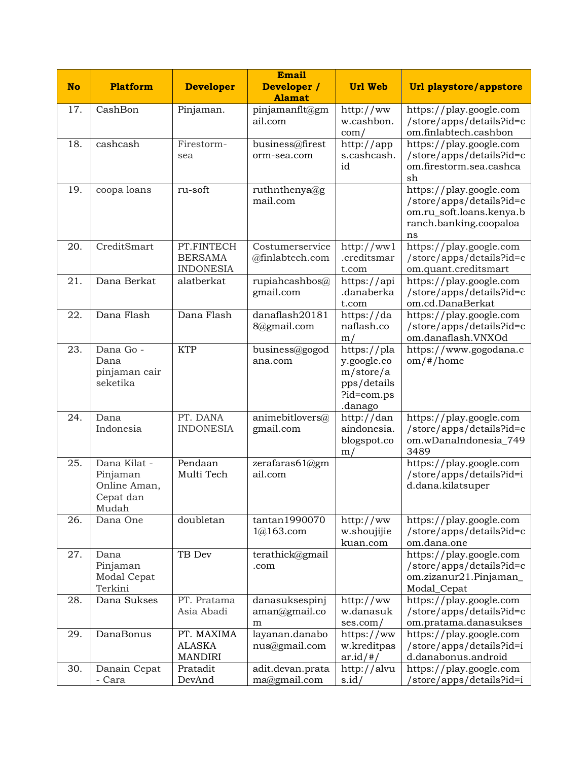| No | Platform | Developer | Email Developer / Alamat | Url Web | Url playstore/appstore |
|---|---|---|---|---|---|
| 17. | CashBon | Pinjaman. | pinjamanflt@gmail.com | http://www.cashbon.com/ | https://play.google.com/store/apps/details?id=com.finlabtech.cashbon |
| 18. | cashcash | Firestorm-sea | business@firestorm-sea.com | http://apps.cashcash.id | https://play.google.com/store/apps/details?id=com.firestorm.sea.cashcash |
| 19. | coopa loans | ru-soft | ruthnthenya@gmail.com | | https://play.google.com/store/apps/details?id=com.ru_soft.loans.kenya.branch.banking.coopaloans |
| 20. | CreditSmart | PT.FINTECH BERSAMA INDONESIA | Costumerservice@finlabtech.com | http://ww1.creditsmart.com | https://play.google.com/store/apps/details?id=com.quant.creditsmart |
| 21. | Dana Berkat | alatberkat | rupiahcashbos@gmail.com | https://api.danaberkat.com | https://play.google.com/store/apps/details?id=com.cd.DanaBerkat |
| 22. | Dana Flash | Dana Flash | danaflash201818@gmail.com | https://danaflash.com/ | https://play.google.com/store/apps/details?id=com.danaflash.VNXOd |
| 23. | Dana Go - Dana pinjaman cair seketika | KTP | business@gogodana.com | https://play.google.com/store/apps/details?id=com.ps.danago | https://www.gogodana.com/#/home |
| 24. | Dana Indonesia | PT. DANA INDONESIA | animebitlovers@gmail.com | http://danaindonesia.blogspot.com/ | https://play.google.com/store/apps/details?id=com.wDanaIndonesia_7493489 |
| 25. | Dana Kilat - Pinjaman Online Aman, Cepat dan Mudah | Pendaan Multi Tech | zerafaras61@gmail.com | | https://play.google.com/store/apps/details?id=id.dana.kilatsuper |
| 26. | Dana One | doubletan | tantan19900701@163.com | http://www.shoujijiekuan.com | https://play.google.com/store/apps/details?id=com.dana.one |
| 27. | Dana Pinjaman Modal Cepat Terkini | TB Dev | terathick@gmail.com | | https://play.google.com/store/apps/details?id=com.zizanur21.Pinjaman_Modal_Cepat |
| 28. | Dana Sukses | PT. Pratama Asia Abadi | danasuksespinjaman@gmail.com | http://www.danasukses.com/ | https://play.google.com/store/apps/details?id=com.pratama.danasukses |
| 29. | DanaBonus | PT. MAXIMA ALASKA MANDIRI | layanan.danabonus@gmail.com | https://www.kreditpasar.id/#/ | https://play.google.com/store/apps/details?id=id.danabonus.android |
| 30. | Danain Cepat - Cara | Pratadit DevAnd | adit.devan.pratama@gmail.com | http://alvus.id/ | https://play.google.com/store/apps/details?id=i |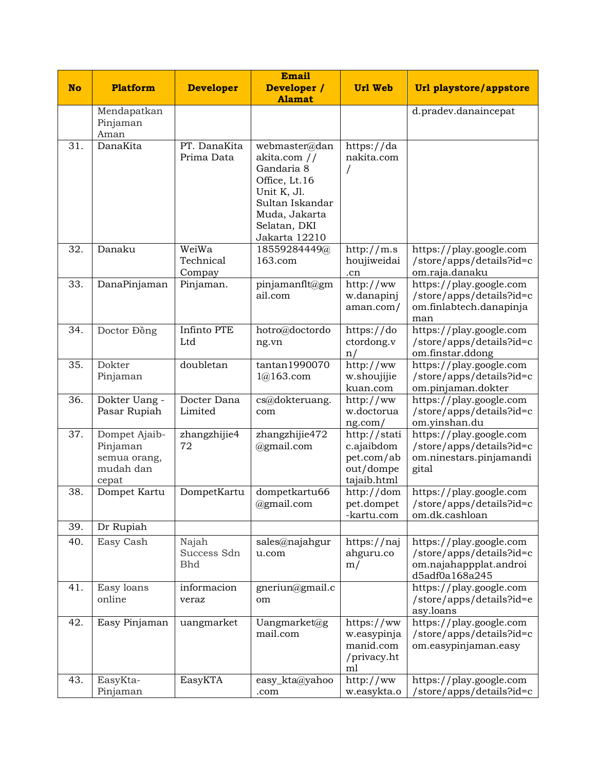| No | Platform | Developer | Email Developer / Alamat | Url Web | Url playstore/appstore |
|---|---|---|---|---|---|
| | Mendapatkan Pinjaman Aman | | | | d.pradev.danaincepat |
| 31. | DanaKita | PT. DanaKita Prima Data | webmaster@danakita.com // Gandaria 8 Office, Lt.16 Unit K, Jl. Sultan Iskandar Muda, Jakarta Selatan, DKI Jakarta 12210 | https://danakita.com/ | |
| 32. | Danaku | WeiWa Technical Compay | 18559284449@163.com | http://m.shoujiweidai.cn | https://play.google.com/store/apps/details?id=com.raja.danaku |
| 33. | DanaPinjaman | Pinjaman. | pinjamanflt@gmail.com | http://www.danapinjaman.com/ | https://play.google.com/store/apps/details?id=com.finlabtech.danapinjaman |
| 34. | Doctor Đồng | Infinto PTE Ltd | hotro@doctordong.vn | https://doctordong.vn/ | https://play.google.com/store/apps/details?id=com.finstar.ddong |
| 35. | Dokter Pinjaman | doubletan | tantan19900701@163.com | http://www.shoujijiekuan.com | https://play.google.com/store/apps/details?id=com.pinjaman.dokter |
| 36. | Dokter Uang - Pasar Rupiah | Docter Dana Limited | cs@dokteruang.com | http://www.doctoruang.com/ | https://play.google.com/store/apps/details?id=com.yinshan.du |
| 37. | Dompet Ajaib-Pinjaman semua orang, mudah dan cepat | zhangzhijie472 | zhangzhijie472@gmail.com | http://static.ajaibdompet.com/about/dompetajaib.html | https://play.google.com/store/apps/details?id=com.ninestars.pinjamandigital |
| 38. | Dompet Kartu | DompetKartu | dompetkartu66@gmail.com | http://dompet.dompet-kartu.com | https://play.google.com/store/apps/details?id=com.dk.cashloan |
| 39. | Dr Rupiah | | | | |
| 40. | Easy Cash | Najah Success Sdn Bhd | sales@najahguru.com | https://najahguru.com/ | https://play.google.com/store/apps/details?id=com.najahappplat.androidd5adf0a168a245 |
| 41. | Easy loans online | informacion veraz | gneriun@gmail.com | | https://play.google.com/store/apps/details?id=easy.loans |
| 42. | Easy Pinjaman | uangmarket | Uangmarket@gmail.com | https://www.easypinjamanid.com/privacy.html | https://play.google.com/store/apps/details?id=com.easypinjaman.easy |
| 43. | EasyKta-Pinjaman | EasyKTA | easy_kta@yahoo.com | http://www.easykta.o | https://play.google.com/store/apps/details?id=c |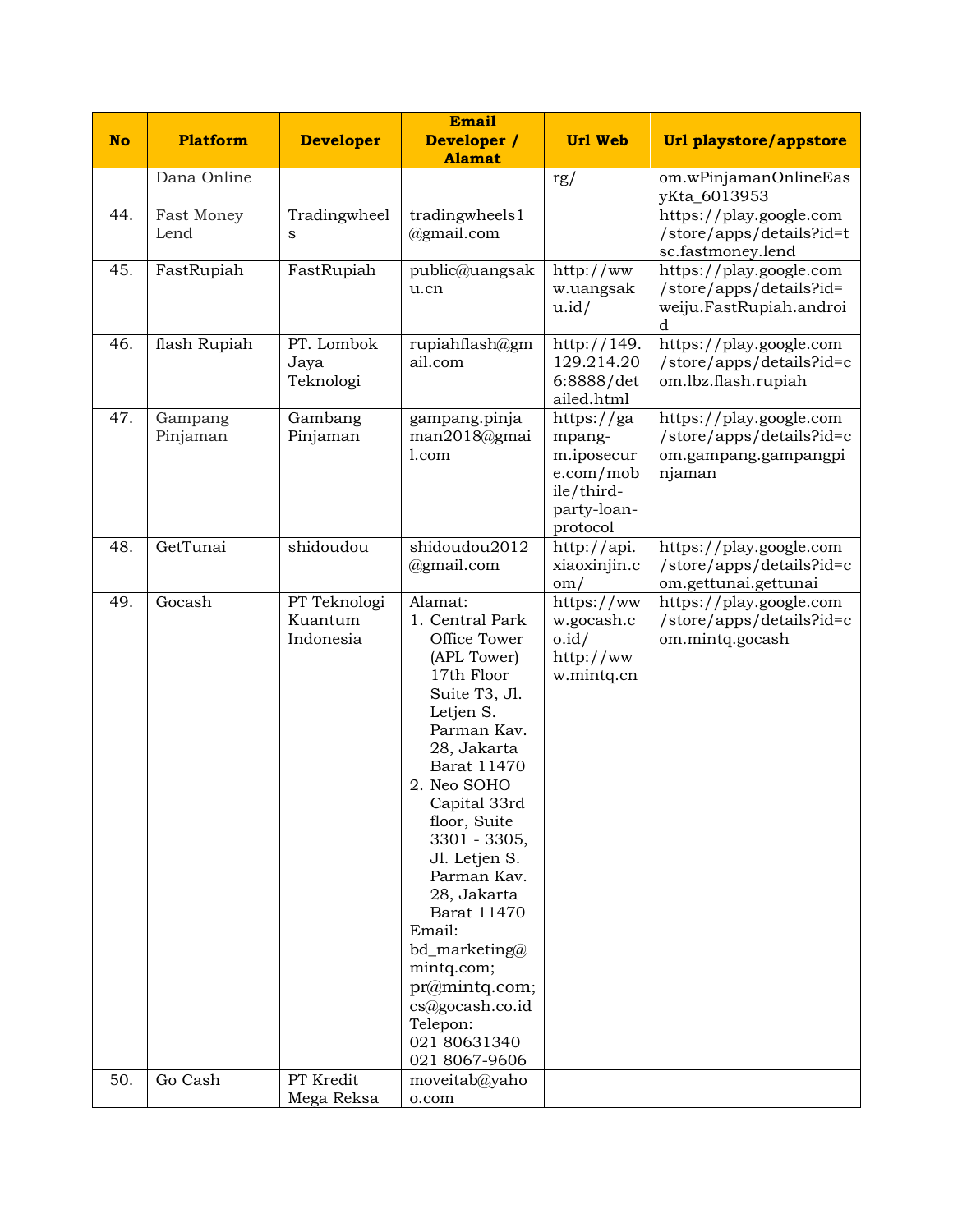| No | Platform | Developer | Email Developer / Alamat | Url Web | Url playstore/appstore |
|---|---|---|---|---|---|
| | Dana Online | | | rg/ | om.wPinjamanOnlineEasyKta_6013953 |
| 44. | Fast Money Lend | Tradingwheels | tradingwheels1@gmail.com | | https://play.google.com/store/apps/details?id=tsc.fastmoney.lend |
| 45. | FastRupiah | FastRupiah | public@uangsaku.cn | http://www.uangsaku.id/ | https://play.google.com/store/apps/details?id=weiju.FastRupiah.android |
| 46. | flash Rupiah | PT. Lombok Jaya Teknologi | rupiahflash@gmail.com | http://149.129.214.206:8888/detailed.html | https://play.google.com/store/apps/details?id=com.lbz.flash.rupiah |
| 47. | Gampang Pinjaman | Gambang Pinjaman | gampang.pinjaman2018@gmail.com | https://gampang-m.iposecure.com/mobile/third-party-loan-protocol | https://play.google.com/store/apps/details?id=com.gampang.gampangpinjaman |
| 48. | GetTunai | shidoudou | shidoudou2012@gmail.com | http://api.xiaoxinjin.com/ | https://play.google.com/store/apps/details?id=com.gettunai.gettunai |
| 49. | Gocash | PT Teknologi Kuantum Indonesia | Alamat:<br>1. Central Park Office Tower (APL Tower) 17th Floor Suite T3, Jl. Letjen S. Parman Kav. 28, Jakarta Barat 11470<br>2. Neo SOHO Capital 33rd floor, Suite 3301 - 3305, Jl. Letjen S. Parman Kav. 28, Jakarta Barat 11470<br>Email:<br>bd_marketing@mintq.com; pr@mintq.com; cs@gocash.co.id<br>Telepon:<br>021 80631340<br>021 8067-9606 | https://www.gocash.co.id/<br>http://www.mintq.cn | https://play.google.com/store/apps/details?id=com.mintq.gocash |
| 50. | Go Cash | PT Kredit Mega Reksa | moveitab@yahoo.com | | |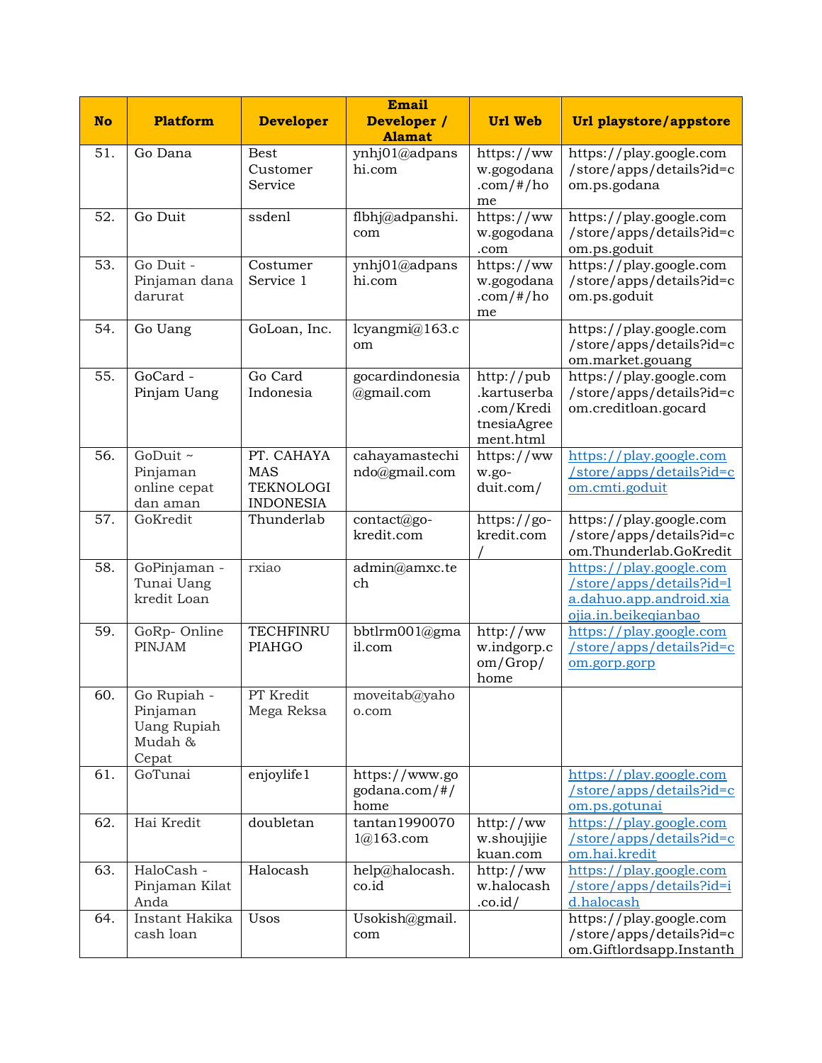| No | Platform | Developer | Email Developer / Alamat | Url Web | Url playstore/appstore |
|---|---|---|---|---|---|
| 51. | Go Dana | Best Customer Service | ynhj01@adpanshi.com | https://www.gogodana.com/#/home | https://play.google.com/store/apps/details?id=com.ps.godana |
| 52. | Go Duit | ssdenl | flbhj@adpanshi.com | https://www.gogodana.com | https://play.google.com/store/apps/details?id=com.ps.goduit |
| 53. | Go Duit - Pinjaman dana darurat | Costumer Service 1 | ynhj01@adpanshi.com | https://www.gogodana.com/#/home | https://play.google.com/store/apps/details?id=com.ps.goduit |
| 54. | Go Uang | GoLoan, Inc. | lcyangmi@163.com | | https://play.google.com/store/apps/details?id=com.market.gouang |
| 55. | GoCard - Pinjam Uang | Go Card Indonesia | gocardindonesia@gmail.com | http://pub.kartuserba.com/KreditnesiaAgreement.html | https://play.google.com/store/apps/details?id=com.creditloan.gocard |
| 56. | GoDuit ~ Pinjaman online cepat dan aman | PT. CAHAYA MAS TEKNOLOGI INDONESIA | cahayamastechindo@gmail.com | https://www.go-duit.com/ | https://play.google.com/store/apps/details?id=com.cmti.goduit |
| 57. | GoKredit | Thunderlab | contact@go-kredit.com | https://go-kredit.com/ | https://play.google.com/store/apps/details?id=com.Thunderlab.GoKredit |
| 58. | GoPinjaman - Tunai Uang kredit Loan | rxiao | admin@amxc.tech | | https://play.google.com/store/apps/details?id=la.dahuo.app.android.xiaojia.in.beikeqianbao |
| 59. | GoRp- Online PINJAM | TECHFINRUPIAHGO | bbtlrm001@gmail.com | http://www.indgorp.com/Grop/home | https://play.google.com/store/apps/details?id=com.gorp.gorp |
| 60. | Go Rupiah - Pinjaman Uang Rupiah Mudah & Cepat | PT Kredit Mega Reksa | moveitab@yahoo.com | | |
| 61. | GoTunai | enjoylife1 | https://www.gogodana.com/#/home | | https://play.google.com/store/apps/details?id=com.ps.gotunai |
| 62. | Hai Kredit | doubletan | tantan19900701@163.com | http://www.shoujijiekuan.com | https://play.google.com/store/apps/details?id=com.hai.kredit |
| 63. | HaloCash - Pinjaman Kilat Anda | Halocash | help@halocash.co.id | http://www.halocash.co.id/ | https://play.google.com/store/apps/details?id=id.halocash |
| 64. | Instant Hakika cash loan | Usos | Usokish@gmail.com | | https://play.google.com/store/apps/details?id=com.Giftlordsapp.Instanth |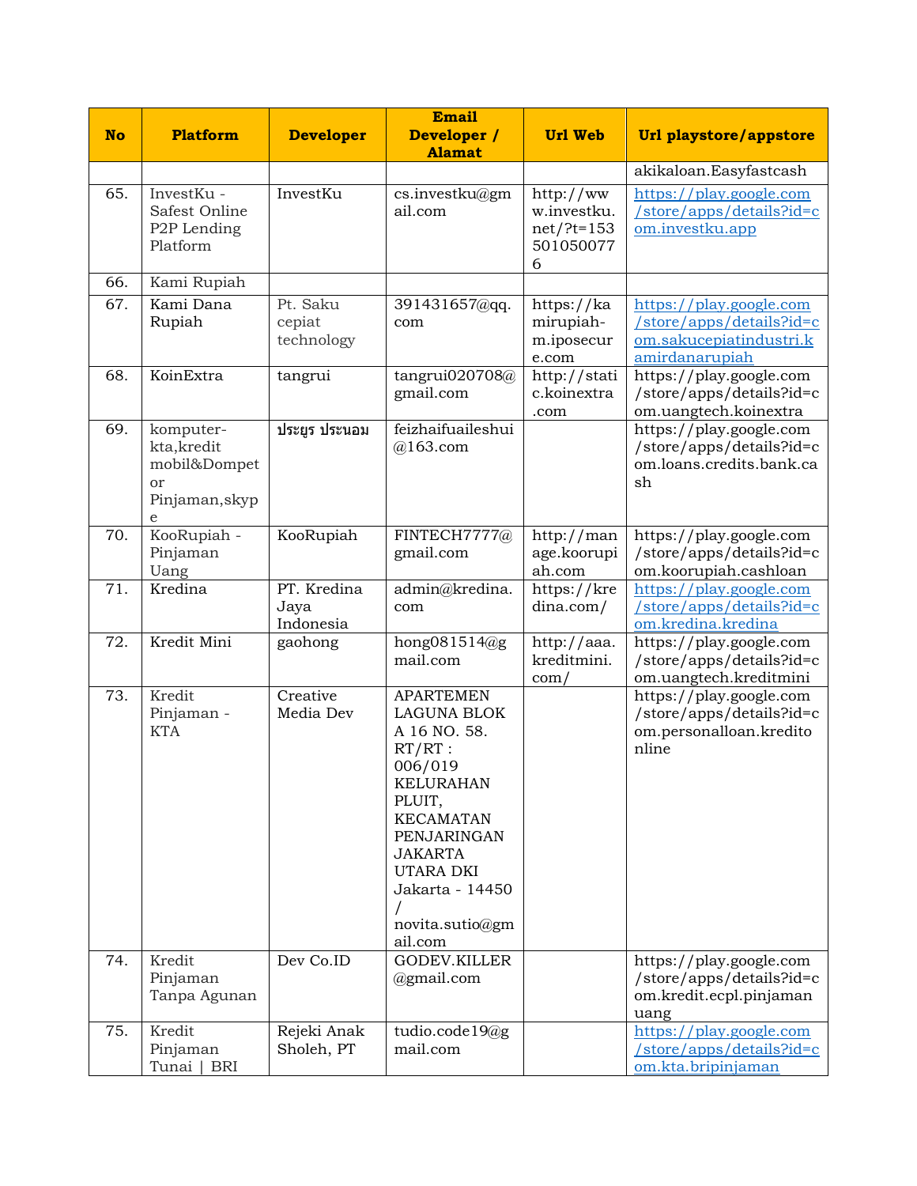| No | Platform | Developer | Email Developer / Alamat | Url Web | Url playstore/appstore |
|---|---|---|---|---|---|
| | | | | | akikaloan.Easyfastcash |
| 65. | InvestKu - Safest Online P2P Lending Platform | InvestKu | cs.investku@gmail.com | http://www.investku.net/?t=1535010500776 | https://play.google.com/store/apps/details?id=com.investku.app |
| 66. | Kami Rupiah | | | | |
| 67. | Kami Dana Rupiah | Pt. Saku cepiat technology | 391431657@qq.com | https://kamirupiah-m.iposecure.com | https://play.google.com/store/apps/details?id=com.sakucepiatindustri.kamirdanarupiah |
| 68. | KoinExtra | tangrui | tangrui020708@gmail.com | http://static.koinextra.com | https://play.google.com/store/apps/details?id=com.uangtech.koinextra |
| 69. | komputer-kta,kredit mobil&Dompet or Pinjaman,skype | ประยูร ประนอม | feizhaifuaileshui@163.com | | https://play.google.com/store/apps/details?id=com.loans.credits.bank.cash |
| 70. | KooRupiah - Pinjaman Uang | KooRupiah | FINTECH7777@gmail.com | http://manage.koorupiah.com | https://play.google.com/store/apps/details?id=com.koorupiah.cashloan |
| 71. | Kredina | PT. Kredina Jaya Indonesia | admin@kredina.com | https://kredina.com/ | https://play.google.com/store/apps/details?id=com.kredina.kredina |
| 72. | Kredit Mini | gaohong | hong081514@gmail.com | http://aaa.kreditmini.com/ | https://play.google.com/store/apps/details?id=com.uangtech.kreditmini |
| 73. | Kredit Pinjaman - KTA | Creative Media Dev | APARTEMEN LAGUNA BLOK A 16 NO. 58. RT/RT : 006/019 KELURAHAN PLUIT, KECAMATAN PENJARINGAN JAKARTA UTARA DKI Jakarta - 14450 / novita.sutio@gmail.com | | https://play.google.com/store/apps/details?id=com.personalloan.kreditonline |
| 74. | Kredit Pinjaman Tanpa Agunan | Dev Co.ID | GODEV.KILLER@gmail.com | | https://play.google.com/store/apps/details?id=com.kredit.ecpl.pinjamanuang |
| 75. | Kredit Pinjaman Tunai \| BRI | Rejeki Anak Sholeh, PT | tudio.code19@gmail.com | | https://play.google.com/store/apps/details?id=com.kta.bripinjaman |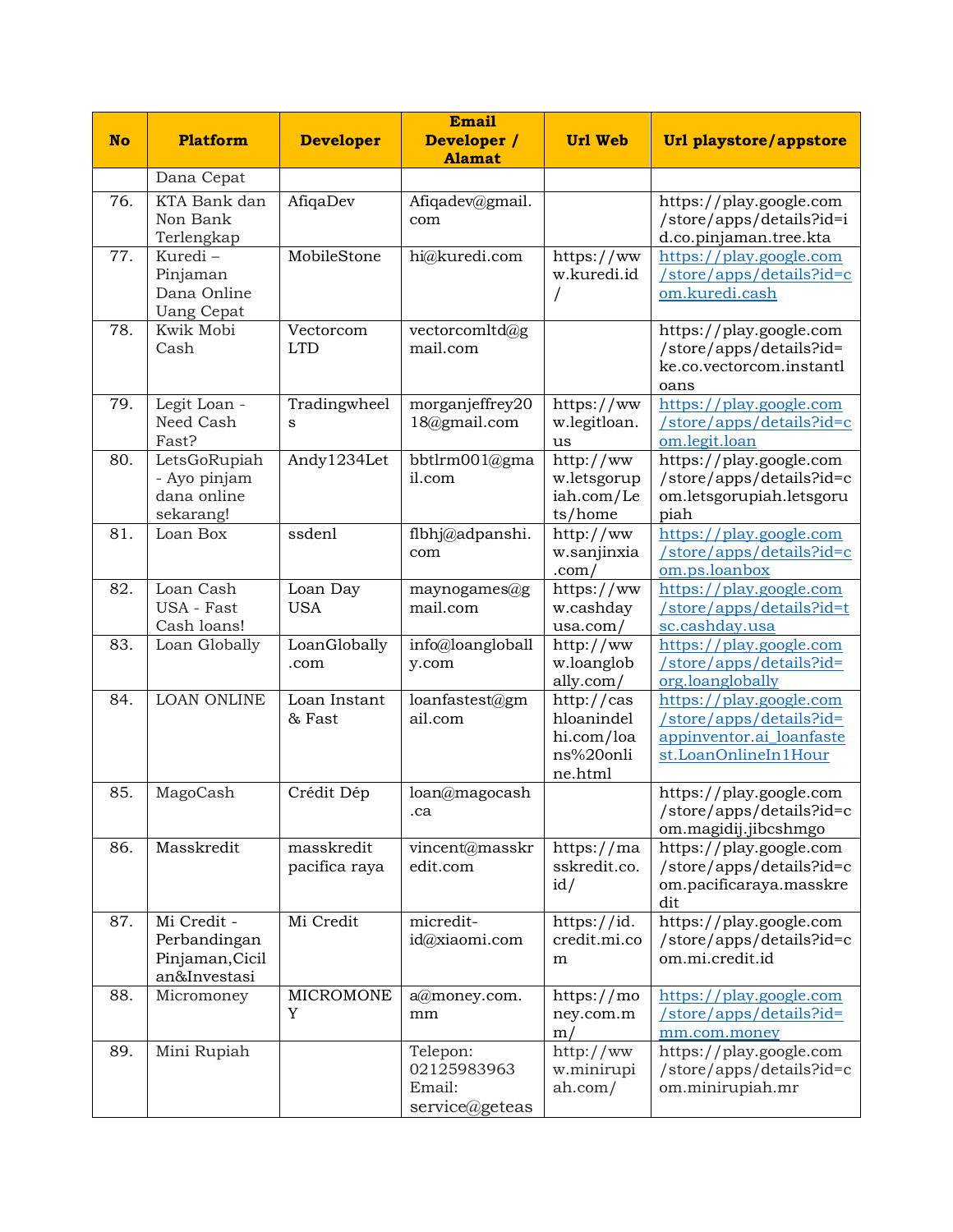| No | Platform | Developer | Email Developer / Alamat | Url Web | Url playstore/appstore |
|---|---|---|---|---|---|
| | Dana Cepat | | | | |
| 76. | KTA Bank dan Non Bank Terlengkap | AfiqaDev | Afiqadev@gmail.com | | https://play.google.com/store/apps/details?id=id.co.pinjaman.tree.kta |
| 77. | Kuredi – Pinjaman Dana Online Uang Cepat | MobileStone | hi@kuredi.com | https://www.kuredi.id/ | https://play.google.com/store/apps/details?id=com.kuredi.cash |
| 78. | Kwik Mobi Cash | Vectorcom LTD | vectorcomltd@gmail.com | | https://play.google.com/store/apps/details?id=ke.co.vectorcom.instantloans |
| 79. | Legit Loan - Need Cash Fast? | Tradingwheels | morganjeffrey2018@gmail.com | https://www.legitloan.us | https://play.google.com/store/apps/details?id=com.legit.loan |
| 80. | LetsGoRupiah - Ayo pinjam dana online sekarang! | Andy1234Let | bbtlrm001@gmail.com | http://www.letsgorupiah.com/Lets/home | https://play.google.com/store/apps/details?id=com.letsgorupiah.letsgorupiah |
| 81. | Loan Box | ssdenl | flbhj@adpanshi.com | http://www.sanjinxia.com/ | https://play.google.com/store/apps/details?id=com.ps.loanbox |
| 82. | Loan Cash USA - Fast Cash loans! | Loan Day USA | maynogames@gmail.com | https://www.cashdayusa.com/ | https://play.google.com/store/apps/details?id=tsc.cashday.usa |
| 83. | Loan Globally | LoanGlobally.com | info@loangloballly.com | http://www.loanglobally.com/ | https://play.google.com/store/apps/details?id=org.loanglobally |
| 84. | LOAN ONLINE | Loan Instant & Fast | loanfastest@gmail.com | http://cashloanindelhi.com/loans%20online.html | https://play.google.com/store/apps/details?id=appinventor.ai_loanfastest.LoanOnlineIn1Hour |
| 85. | MagoCash | Crédit Dép | loan@magocash.ca | | https://play.google.com/store/apps/details?id=com.magidij.jibcshmgo |
| 86. | Masskredit | masskredit pacifica raya | vincent@masskredit.com | https://masskredit.co.id/ | https://play.google.com/store/apps/details?id=com.pacificaraya.masskredit |
| 87. | Mi Credit - Perbandingan Pinjaman,Cicilan&Investasi | Mi Credit | micredit-id@xiaomi.com | https://id.credit.mi.com | https://play.google.com/store/apps/details?id=com.mi.credit.id |
| 88. | Micromoney | MICROMONEY | a@money.com.mm | https://money.com.mm/ | https://play.google.com/store/apps/details?id=mm.com.money |
| 89. | Mini Rupiah | | Telepon: 02125983963 Email: service@geteas | http://www.minirupiah.com/ | https://play.google.com/store/apps/details?id=com.minirupiah.mr |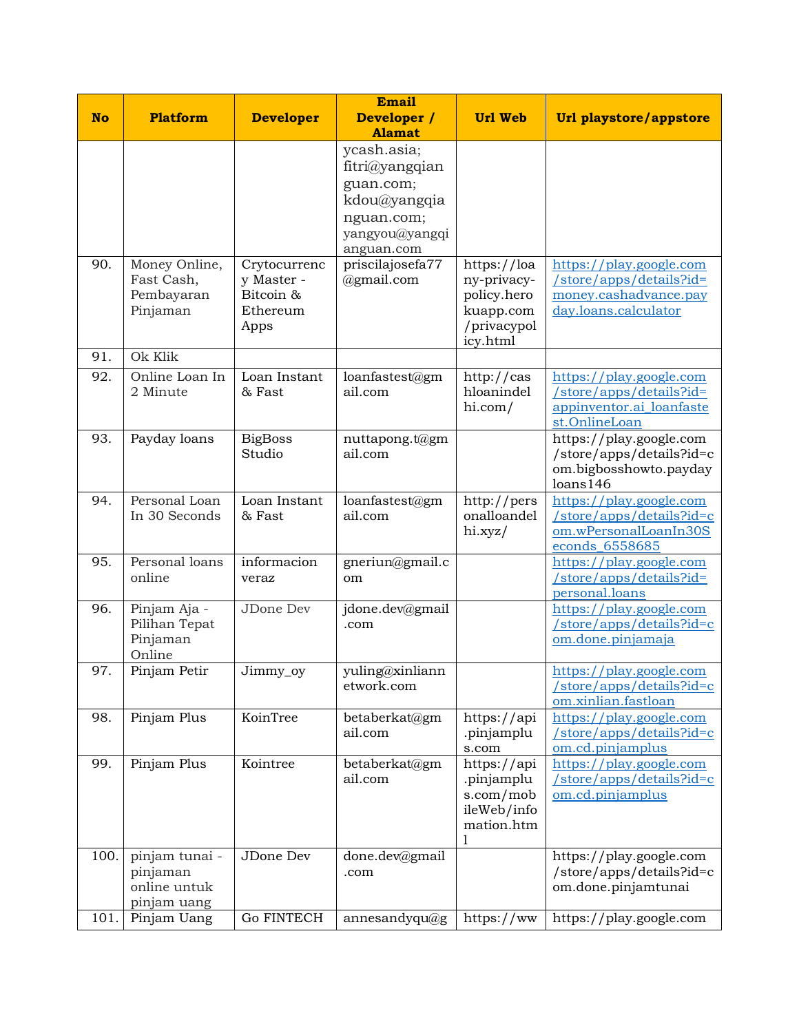| No | Platform | Developer | Email Developer / Alamat | Url Web | Url playstore/appstore |
|---|---|---|---|---|---|
| | | | ycash.asia; fitri@yangqianguan.com; kdou@yangqianguan.com; yangyou@yangqianguan.com | | |
| 90. | Money Online, Fast Cash, Pembayaran Pinjaman | Crytocurrency Master - Bitcoin & Ethereum Apps | priscilajosefa77@gmail.com | https://loany-privacy-policy.herokuapp.com/privacypolicy.html | https://play.google.com/store/apps/details?id=money.cashadvance.payday.loans.calculator |
| 91. | Ok Klik | | | | |
| 92. | Online Loan In 2 Minute | Loan Instant & Fast | loanfastest@gmail.com | http://cashloanindelhi.com/ | https://play.google.com/store/apps/details?id=appinventor.ai_loanfastest.OnlineLoan |
| 93. | Payday loans | BigBoss Studio | nuttapong.t@gmail.com | | https://play.google.com/store/apps/details?id=com.bigbosshowto.paydayloans146 |
| 94. | Personal Loan In 30 Seconds | Loan Instant & Fast | loanfastest@gmail.com | http://personalloandelhi.xyz/ | https://play.google.com/store/apps/details?id=com.wPersonalLoanIn30Seconds_6558685 |
| 95. | Personal loans online | informacion veraz | gneriun@gmail.com | | https://play.google.com/store/apps/details?id=personal.loans |
| 96. | Pinjam Aja - Pilihan Tepat Pinjaman Online | JDone Dev | jdone.dev@gmail.com | | https://play.google.com/store/apps/details?id=com.done.pinjamaja |
| 97. | Pinjam Petir | Jimmy_oy | yuling@xinliannetwork.com | | https://play.google.com/store/apps/details?id=com.xinlian.fastloan |
| 98. | Pinjam Plus | KoinTree | betaberkat@gmail.com | https://api.pinjamplus.com | https://play.google.com/store/apps/details?id=com.cd.pinjamplus |
| 99. | Pinjam Plus | Kointree | betaberkat@gmail.com | https://api.pinjamplus.com/mobileWeb/information.html | https://play.google.com/store/apps/details?id=com.cd.pinjamplus |
| 100. | pinjam tunai - pinjaman online untuk pinjam uang | JDone Dev | done.dev@gmail.com | | https://play.google.com/store/apps/details?id=com.done.pinjamtunai |
| 101. | Pinjam Uang | Go FINTECH | annesandyqu@g | https://ww | https://play.google.com |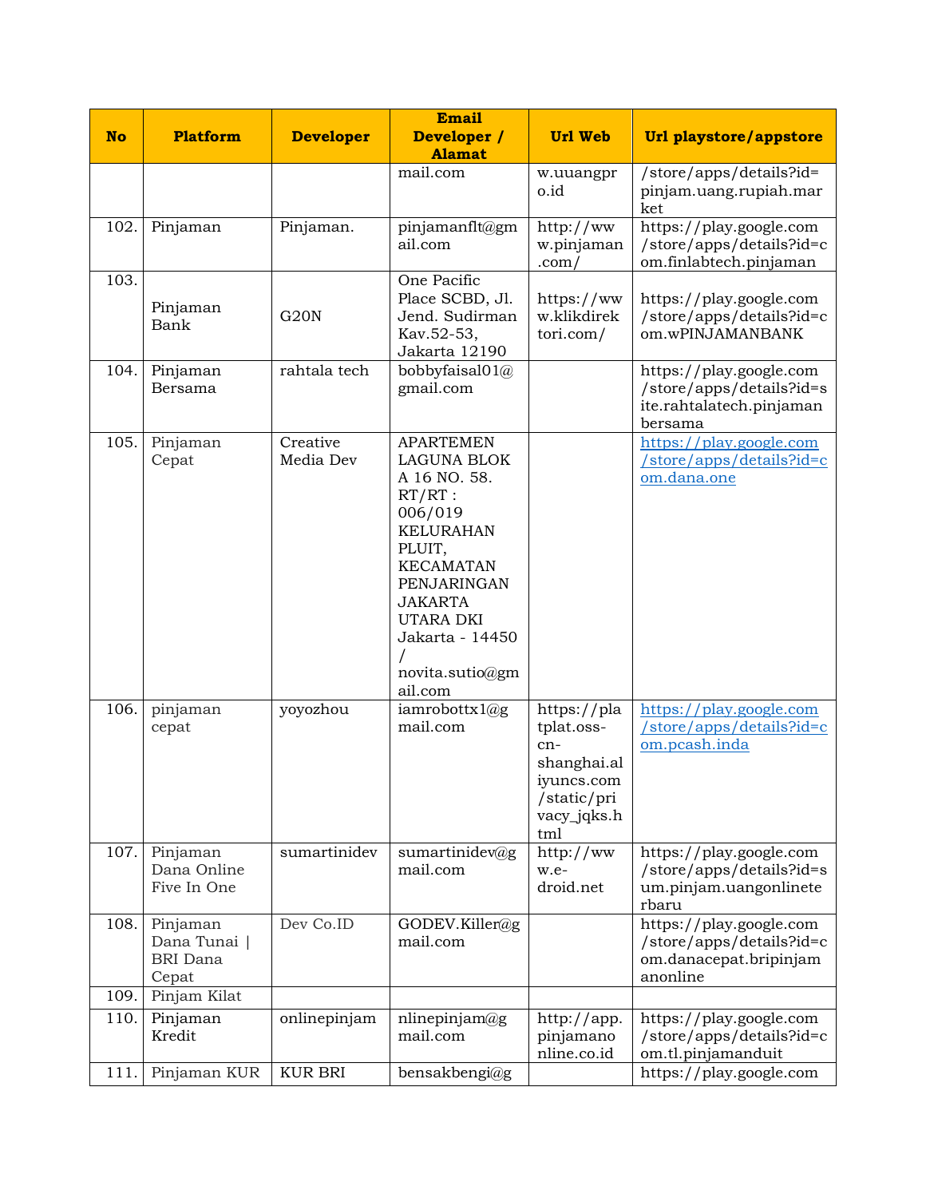| No | Platform | Developer | Email Developer / Alamat | Url Web | Url playstore/appstore |
|---|---|---|---|---|---|
| | | | mail.com | w.uuangpro.id | /store/apps/details?id=pinjam.uang.rupiah.market |
| 102. | Pinjaman | Pinjaman. | pinjamanflt@gmail.com | http://www.pinjaman.com/ | https://play.google.com/store/apps/details?id=com.finlabtech.pinjaman |
| 103. | Pinjaman Bank | G20N | One Pacific Place SCBD, Jl. Jend. Sudirman Kav.52-53, Jakarta 12190 | https://www.klikdirektori.com/ | https://play.google.com/store/apps/details?id=com.wPINJAMANBANK |
| 104. | Pinjaman Bersama | rahtala tech | bobbyfaisal01@gmail.com | | https://play.google.com/store/apps/details?id=site.rahtalatech.pinjamanbersama |
| 105. | Pinjaman Cepat | Creative Media Dev | APARTEMEN LAGUNA BLOK A 16 NO. 58. RT/RT : 006/019 KELURAHAN PLUIT, KECAMATAN PENJARINGAN JAKARTA UTARA DKI Jakarta - 14450 / novita.sutio@gmail.com | | https://play.google.com/store/apps/details?id=com.dana.one |
| 106. | pinjaman cepat | yoyozhou | iamrobottx1@gmail.com | https://platplat.oss-cn-shanghai.aliyuncs.com/static/privacy_jqks.html | https://play.google.com/store/apps/details?id=com.pcash.inda |
| 107. | Pinjaman Dana Online Five In One | sumartinidev | sumartinidev@gmail.com | http://www.e-droid.net | https://play.google.com/store/apps/details?id=sum.pinjam.uangonlineterbaru |
| 108. | Pinjaman Dana Tunai \| BRI Dana Cepat | Dev Co.ID | GODEV.Killer@gmail.com | | https://play.google.com/store/apps/details?id=com.danacepat.bripinjamanonline |
| 109. | Pinjam Kilat | | | | |
| 110. | Pinjaman Kredit | onlinepinjam | nlinepinjam@gmail.com | http://app.pinjamanonline.co.id | https://play.google.com/store/apps/details?id=com.tl.pinjamanduit |
| 111. | Pinjaman KUR | KUR BRI | bensakbengi@g | | https://play.google.com |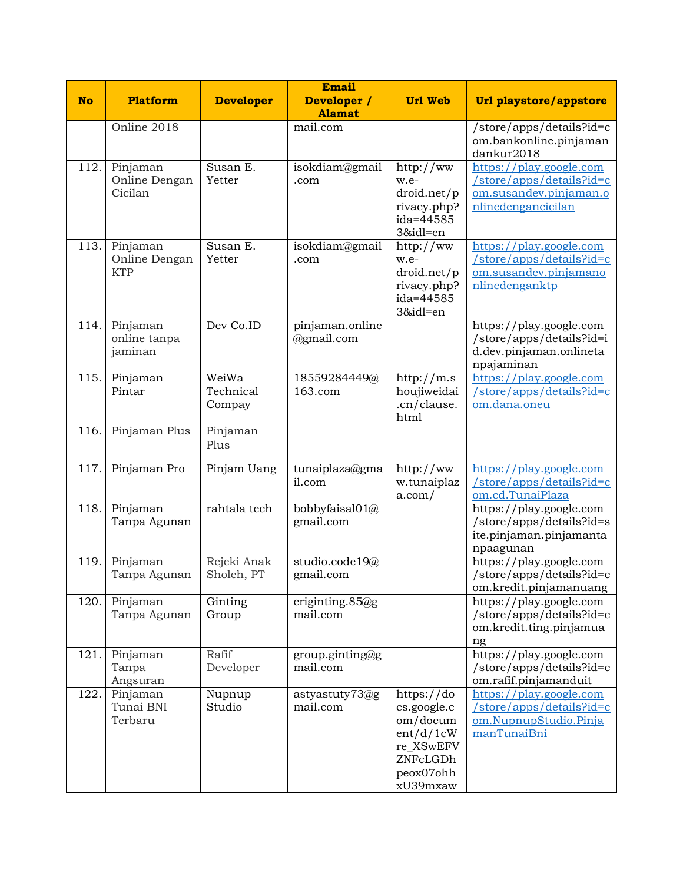| No | Platform | Developer | Email Developer / Alamat | Url Web | Url playstore/appstore |
|---|---|---|---|---|---|
| | Online 2018 | | mail.com | | /store/apps/details?id=com.bankonline.pinjamandankur2018 |
| 112. | Pinjaman Online Dengan Cicilan | Susan E. Yetter | isokdiam@gmail.com | http://www.e-droid.net/privacy.php?ida=445853&idl=en | https://play.google.com/store/apps/details?id=com.susandev.pinjaman.onlinedengancicilan |
| 113. | Pinjaman Online Dengan KTP | Susan E. Yetter | isokdiam@gmail.com | http://www.e-droid.net/privacy.php?ida=445853&idl=en | https://play.google.com/store/apps/details?id=com.susandev.pinjamanonlinedenganktp |
| 114. | Pinjaman online tanpa jaminan | Dev Co.ID | pinjaman.online@gmail.com | | https://play.google.com/store/apps/details?id=id.dev.pinjaman.onlinetanpajaminan |
| 115. | Pinjaman Pintar | WeiWa Technical Compay | 18559284449@163.com | http://m.shoujiweidai.cn/clause.html | https://play.google.com/store/apps/details?id=com.dana.oneu |
| 116. | Pinjaman Plus | Pinjaman Plus | | | |
| 117. | Pinjaman Pro | Pinjam Uang | tunaiplaza@gmail.com | http://www.tunaiplaza.com/ | https://play.google.com/store/apps/details?id=com.cd.TunaiPlaza |
| 118. | Pinjaman Tanpa Agunan | rahtala tech | bobbyfaisal01@gmail.com | | https://play.google.com/store/apps/details?id=site.pinjaman.pinjamantanpaagunan |
| 119. | Pinjaman Tanpa Agunan | Rejeki Anak Sholeh, PT | studio.code19@gmail.com | | https://play.google.com/store/apps/details?id=com.kredit.pinjamanuang |
| 120. | Pinjaman Tanpa Agunan | Ginting Group | eriginting.85@gmail.com | | https://play.google.com/store/apps/details?id=com.kredit.ting.pinjamuang |
| 121. | Pinjaman Tanpa Angsuran | Rafif Developer | group.ginting@gmail.com | | https://play.google.com/store/apps/details?id=com.rafif.pinjamanduit |
| 122. | Pinjaman Tunai BNI Terbaru | Nupnup Studio | astyastuty73@gmail.com | https://docs.google.com/document/d/1cWre_XSwEFVZNFcLGDhpeox07ohhxU39mxaw | https://play.google.com/store/apps/details?id=com.NupnupStudio.PinjamanTunaiBni |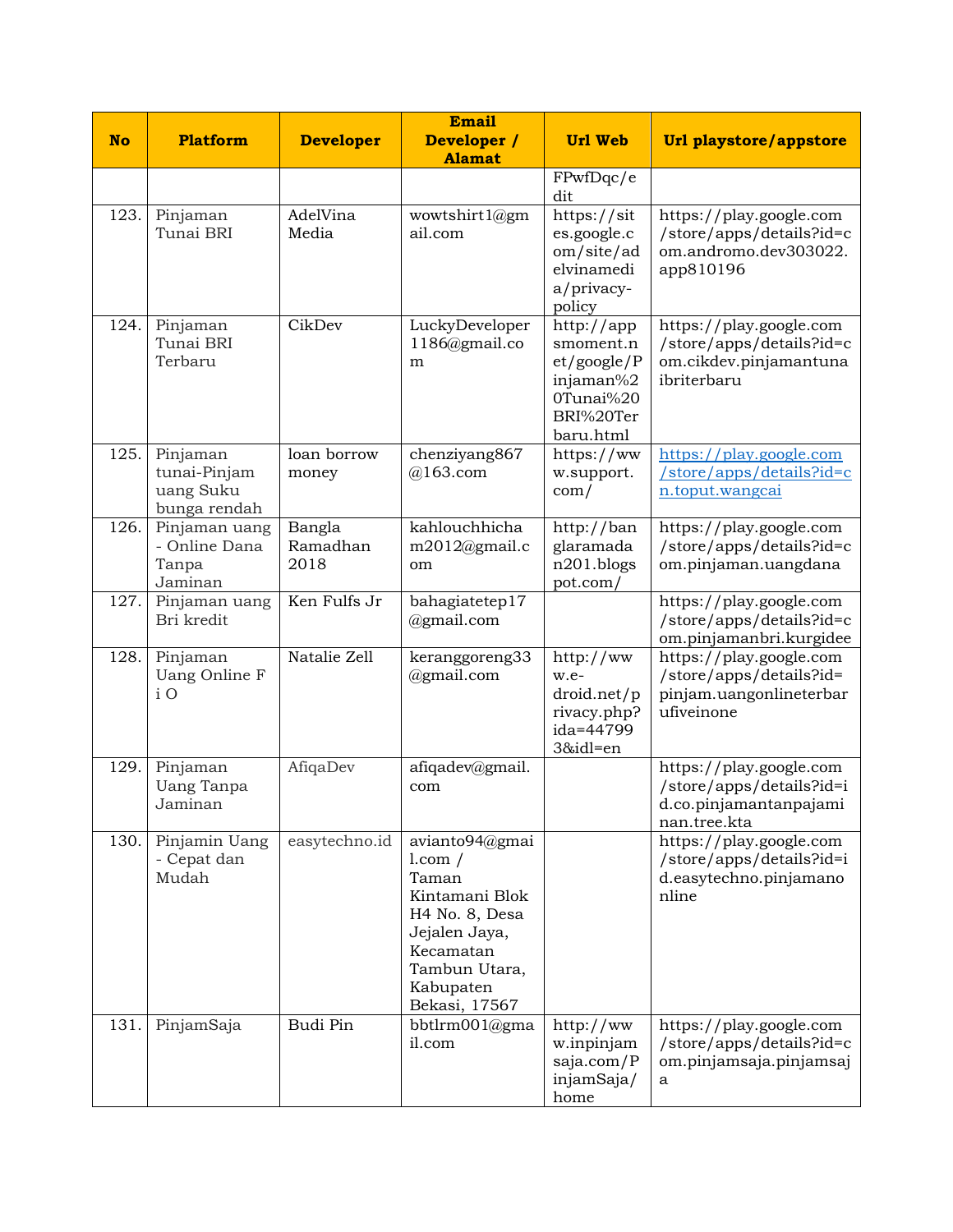| No | Platform | Developer | Email Developer / Alamat | Url Web | Url playstore/appstore |
| --- | --- | --- | --- | --- | --- |
| | | | | FPwfDqc/edit | |
| 123. | Pinjaman Tunai BRI | AdelVina Media | wowtshirt1@gmail.com | https://sites.google.com/site/adelvinamedia/privacy-policy | https://play.google.com/store/apps/details?id=com.andromo.dev303022.app810196 |
| 124. | Pinjaman Tunai BRI Terbaru | CikDev | LuckyDeveloper1186@gmail.com | http://appsmoment.net/google/Pinjaman%20Tunai%20BRI%20Terbaru.html | https://play.google.com/store/apps/details?id=com.cikdev.pinjamantunaibriterbaru |
| 125. | Pinjaman tunai-Pinjam uang Suku bunga rendah | loan borrow money | chenziyang867@163.com | https://www.support.com/ | https://play.google.com/store/apps/details?id=cn.toput.wangcai |
| 126. | Pinjaman uang - Online Dana Tanpa Jaminan | Bangla Ramadhan 2018 | kahlouchhicham2012@gmail.com | http://banglaramadan201.blogspot.com/ | https://play.google.com/store/apps/details?id=com.pinjaman.uangdana |
| 127. | Pinjaman uang Bri kredit | Ken Fulfs Jr | bahagiatetep17@gmail.com | | https://play.google.com/store/apps/details?id=com.pinjamanbri.kurgidee |
| 128. | Pinjaman Uang Online F i O | Natalie Zell | keranggoreng33@gmail.com | http://www.e-droid.net/privacy.php?ida=447993&idl=en | https://play.google.com/store/apps/details?id=pinjam.uangonlineterbarufiveinone |
| 129. | Pinjaman Uang Tanpa Jaminan | AfiqaDev | afiqadev@gmail.com | | https://play.google.com/store/apps/details?id=id.co.pinjamantanpajaminan.tree.kta |
| 130. | Pinjamin Uang - Cepat dan Mudah | easytechno.id | avianto94@gmail.com / Taman Kintamani Blok H4 No. 8, Desa Jejalen Jaya, Kecamatan Tambun Utara, Kabupaten Bekasi, 17567 | | https://play.google.com/store/apps/details?id=id.easytechno.pinjamanonline |
| 131. | PinjamSaja | Budi Pin | bbtlrm001@gmail.com | http://www.inpinjamsaja.com/PinjamSaja/home | https://play.google.com/store/apps/details?id=com.pinjamsaja.pinjamsaja |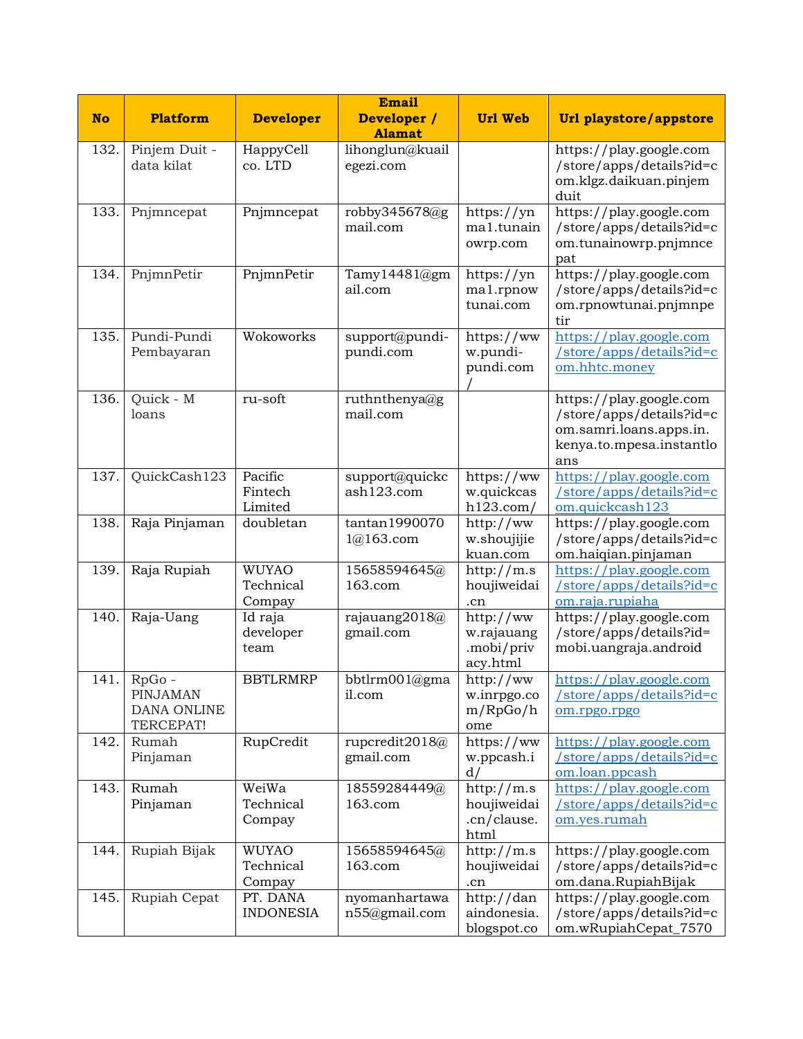| No | Platform | Developer | Email Developer / Alamat | Url Web | Url playstore/appstore |
|---|---|---|---|---|---|
| 132. | Pinjem Duit - data kilat | HappyCell co. LTD | lihonglun@kuailegezi.com | | https://play.google.com/store/apps/details?id=com.klgz.daikuan.pinjemduit |
| 133. | Pnjmncepat | Pnjmncepat | robby345678@gmail.com | https://ynma1.tunainowrp.com | https://play.google.com/store/apps/details?id=com.tunainowrp.pnjmncepat |
| 134. | PnjmnPetir | PnjmnPetir | Tamy14481@gmail.com | https://ynma1.rpnowtunai.com | https://play.google.com/store/apps/details?id=com.rpnowtunai.pnjmnpetir |
| 135. | Pundi-Pundi Pembayaran | Wokoworks | support@pundi-pundi.com | https://www.pundi-pundi.com/ | https://play.google.com/store/apps/details?id=com.hhtc.money |
| 136. | Quick - M loans | ru-soft | ruthnthenya@gmail.com | | https://play.google.com/store/apps/details?id=com.samri.loans.apps.in.kenya.to.mpesa.instantloans |
| 137. | QuickCash123 | Pacific Fintech Limited | support@quickcash123.com | https://www.quickcash123.com/ | https://play.google.com/store/apps/details?id=com.quickcash123 |
| 138. | Raja Pinjaman | doubletan | tantan19900701@163.com | http://www.shoujijiekuan.com | https://play.google.com/store/apps/details?id=com.haiqian.pinjaman |
| 139. | Raja Rupiah | WUYAO Technical Compay | 15658594645@163.com | http://m.shoujiweidai.cn | https://play.google.com/store/apps/details?id=com.raja.rupiaha |
| 140. | Raja-Uang | Id raja developer team | rajauang2018@gmail.com | http://www.rajauang.mobi/privacy.html | https://play.google.com/store/apps/details?id=mobi.uangraja.android |
| 141. | RpGo - PINJAMAN DANA ONLINE TERCEPAT! | BBTLRMRP | bbtlrm001@gmail.com | http://www.inrpgo.com/RpGo/home | https://play.google.com/store/apps/details?id=com.rpgo.rpgo |
| 142. | Rumah Pinjaman | RupCredit | rupcredit2018@gmail.com | https://www.ppcash.id/ | https://play.google.com/store/apps/details?id=com.loan.ppcash |
| 143. | Rumah Pinjaman | WeiWa Technical Compay | 18559284449@163.com | http://m.shoujiweidai.cn/clause.html | https://play.google.com/store/apps/details?id=com.yes.rumah |
| 144. | Rupiah Bijak | WUYAO Technical Compay | 15658594645@163.com | http://m.shoujiweidai.cn | https://play.google.com/store/apps/details?id=com.dana.RupiahBijak |
| 145. | Rupiah Cepat | PT. DANA INDONESIA | nyomanhartawan55@gmail.com | http://danaindonesia.blogspot.co | https://play.google.com/store/apps/details?id=com.wRupiahCepat_7570 |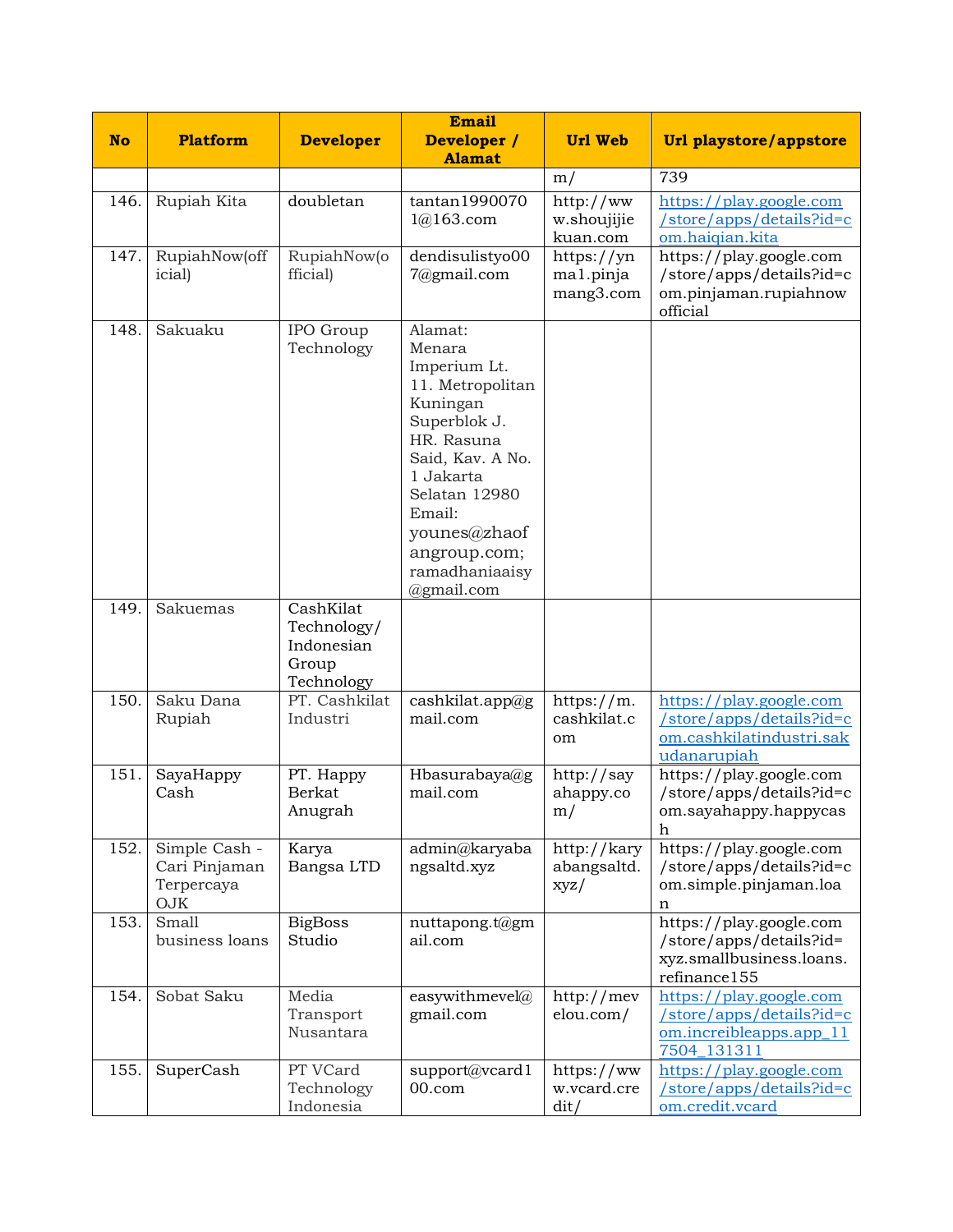| No | Platform | Developer | Email Developer / Alamat | Url Web | Url playstore/appstore |
|---|---|---|---|---|---|
| | | | | m/ | 739 |
| 146. | Rupiah Kita | doubletan | tantan19900701@163.com | http://www.shoujijiekuan.com | https://play.google.com/store/apps/details?id=com.haiqian.kita |
| 147. | RupiahNow(official) | RupiahNow(official) | dendisulistyo007@gmail.com | https://ynma1.pinjamang3.com | https://play.google.com/store/apps/details?id=com.pinjaman.rupiahnowofficial |
| 148. | Sakuaku | IPO Group Technology | Alamat: Menara Imperium Lt. 11. Metropolitan Kuningan Superblok J. HR. Rasuna Said, Kav. A No. 1 Jakarta Selatan 12980 Email: younes@zhaofangroup.com; ramadhaniaaisy@gmail.com | | |
| 149. | Sakuemas | CashKilat Technology/ Indonesian Group Technology | | | |
| 150. | Saku Dana Rupiah | PT. Cashkilat Industri | cashkilat.app@gmail.com | https://m.cashkilat.com | https://play.google.com/store/apps/details?id=com.cashkilatindustri.sakudanarupiah |
| 151. | SayaHappy Cash | PT. Happy Berkat Anugrah | Hbasurabaya@gmail.com | http://sayahappy.com/ | https://play.google.com/store/apps/details?id=com.sayahappy.happycash |
| 152. | Simple Cash - Cari Pinjaman Terpercaya OJK | Karya Bangsa LTD | admin@karyabangsaltd.xyz | http://karyabangsaltd.xyz/ | https://play.google.com/store/apps/details?id=com.simple.pinjaman.loan |
| 153. | Small business loans | BigBoss Studio | nuttapong.t@gmail.com | | https://play.google.com/store/apps/details?id=xyz.smallbusiness.loans.refinance155 |
| 154. | Sobat Saku | Media Transport Nusantara | easywithmevel@gmail.com | http://mevelou.com/ | https://play.google.com/store/apps/details?id=com.increibleapps.app_117504_131311 |
| 155. | SuperCash | PT VCard Technology Indonesia | support@vcard100.com | https://www.vcard.credit/ | https://play.google.com/store/apps/details?id=com.credit.vcard |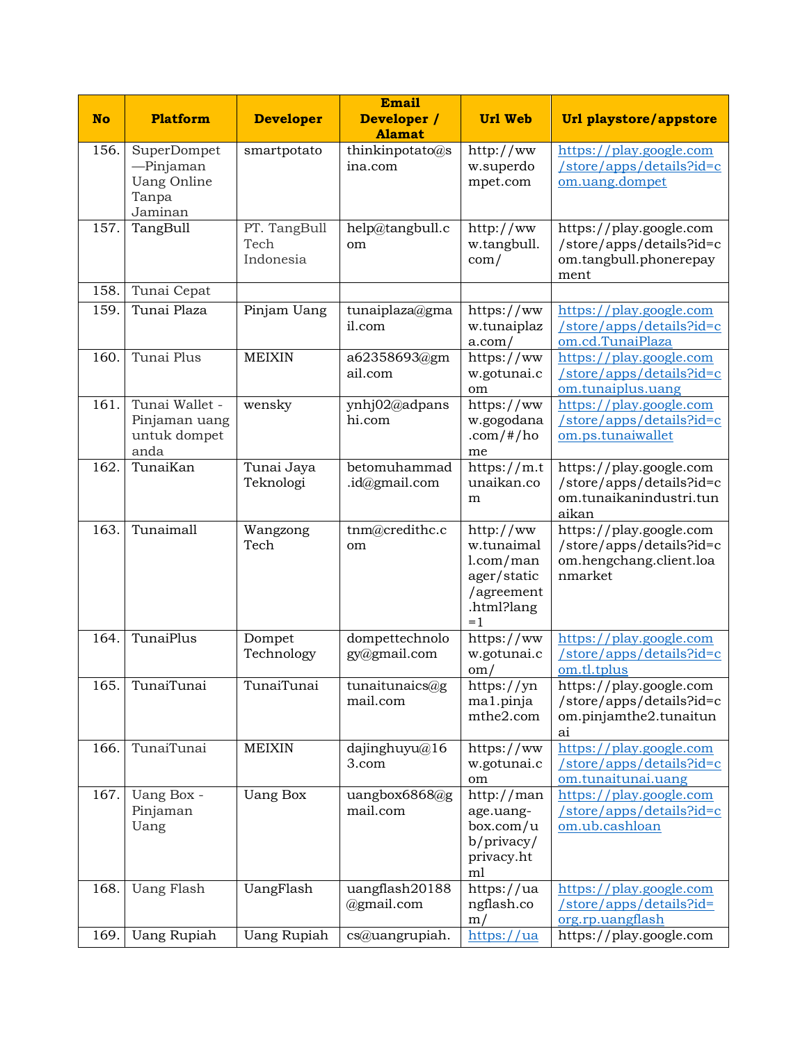| No | Platform | Developer | Email Developer / Alamat | Url Web | Url playstore/appstore |
|---|---|---|---|---|---|
| 156. | SuperDompet —Pinjaman Uang Online Tanpa Jaminan | smartpotato | thinkinpotato@sina.com | http://www.superdompet.com | https://play.google.com/store/apps/details?id=com.uang.dompet |
| 157. | TangBull | PT. TangBull Tech Indonesia | help@tangbull.com | http://www.tangbull.com/ | https://play.google.com/store/apps/details?id=com.tangbull.phonerepayment |
| 158. | Tunai Cepat | | | | |
| 159. | Tunai Plaza | Pinjam Uang | tunaiplaza@gmail.com | https://www.tunaiplaza.com/ | https://play.google.com/store/apps/details?id=com.cd.TunaiPlaza |
| 160. | Tunai Plus | MEIXIN | a62358693@gmail.com | https://www.gotunai.com | https://play.google.com/store/apps/details?id=com.tunaiplus.uang |
| 161. | Tunai Wallet - Pinjaman uang untuk dompet anda | wensky | ynhj02@adpanshi.com | https://www.gogodana.com/#/home | https://play.google.com/store/apps/details?id=com.ps.tunaiwallet |
| 162. | TunaiKan | Tunai Jaya Teknologi | betomuhammad.id@gmail.com | https://m.tunaikan.com | https://play.google.com/store/apps/details?id=com.tunaikanindustri.tunaikan |
| 163. | Tunaimall | Wangzong Tech | tnm@credithc.com | http://www.tunaimall.com/manager/static/agreement.html?lang=1 | https://play.google.com/store/apps/details?id=com.hengchang.client.loanmarket |
| 164. | TunaiPlus | Dompet Technology | dompettechnology@gmail.com | https://www.gotunai.com/ | https://play.google.com/store/apps/details?id=com.tl.tplus |
| 165. | TunaiTunai | TunaiTunai | tunaitunaics@gmail.com | https://ynma1.pinjamthe2.com | https://play.google.com/store/apps/details?id=com.pinjamthe2.tunaitunai |
| 166. | TunaiTunai | MEIXIN | dajinghuyu@163.com | https://www.gotunai.com | https://play.google.com/store/apps/details?id=com.tunaitunai.uang |
| 167. | Uang Box - Pinjaman Uang | Uang Box | uangbox6868@gmail.com | http://manage.uang-box.com/ub/privacy/privacy.html | https://play.google.com/store/apps/details?id=com.ub.cashloan |
| 168. | Uang Flash | UangFlash | uangflash20188@gmail.com | https://uangflash.com/ | https://play.google.com/store/apps/details?id=org.rp.uangflash |
| 169. | Uang Rupiah | Uang Rupiah | cs@uangrupiah. | https://ua | https://play.google.com |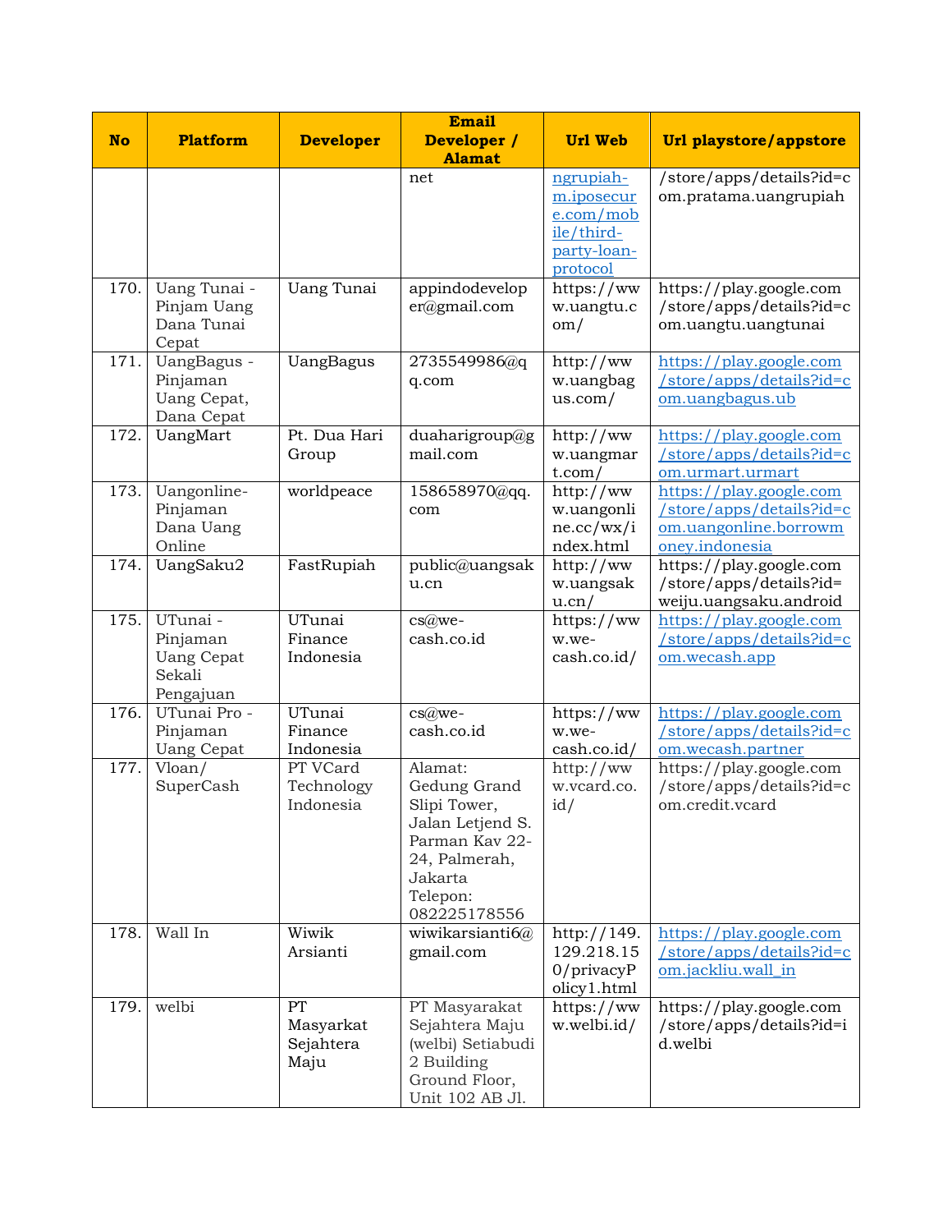| No | Platform | Developer | Email Developer / Alamat | Url Web | Url playstore/appstore |
|---|---|---|---|---|---|
| | | | net | ngrupiah-m.iposecure.com/mobile/third-party-loan-protocol | /store/apps/details?id=com.pratama.uangrupiah |
| 170. | Uang Tunai - Pinjam Uang Dana Tunai Cepat | Uang Tunai | appindodeveloper@gmail.com | https://www.uangtu.com/ | https://play.google.com/store/apps/details?id=com.uangtu.uangtunai |
| 171. | UangBagus - Pinjaman Uang Cepat, Dana Cepat | UangBagus | 2735549986@qq.com | http://www.uangbagus.com/ | https://play.google.com/store/apps/details?id=com.uangbagus.ub |
| 172. | UangMart | Pt. Dua Hari Group | duaharigroup@gmail.com | http://www.uangmart.com/ | https://play.google.com/store/apps/details?id=com.urmart.urmart |
| 173. | Uangonline-Pinjaman Dana Uang Online | worldpeace | 158658970@qq.com | http://www.uangonline.cc/wx/index.html | https://play.google.com/store/apps/details?id=com.uangonline.borrowmoney.indonesia |
| 174. | UangSaku2 | FastRupiah | public@uangsaku.cn | http://www.uangsaku.cn/ | https://play.google.com/store/apps/details?id=weiju.uangsaku.android |
| 175. | UTunai - Pinjaman Uang Cepat Sekali Pengajuan | UTunai Finance Indonesia | cs@we-cash.co.id | https://www.we-cash.co.id/ | https://play.google.com/store/apps/details?id=com.wecash.app |
| 176. | UTunai Pro - Pinjaman Uang Cepat | UTunai Finance Indonesia | cs@we-cash.co.id | https://www.we-cash.co.id/ | https://play.google.com/store/apps/details?id=com.wecash.partner |
| 177. | Vloan/ SuperCash | PT VCard Technology Indonesia | Alamat: Gedung Grand Slipi Tower, Jalan Letjend S. Parman Kav 22-24, Palmerah, Jakarta Telepon: 082225178556 | http://www.vcard.co.id/ | https://play.google.com/store/apps/details?id=com.credit.vcard |
| 178. | Wall In | Wiwik Arsianti | wiwikarsianti6@gmail.com | http://149.129.218.150/privacyPolicy1.html | https://play.google.com/store/apps/details?id=com.jackliu.wall_in |
| 179. | welbi | PT Masyarakat Sejahtera Maju | PT Masyarakat Sejahtera Maju (welbi) Setiabudi 2 Building Ground Floor, Unit 102 AB Jl. | https://www.welbi.id/ | https://play.google.com/store/apps/details?id=id.welbi |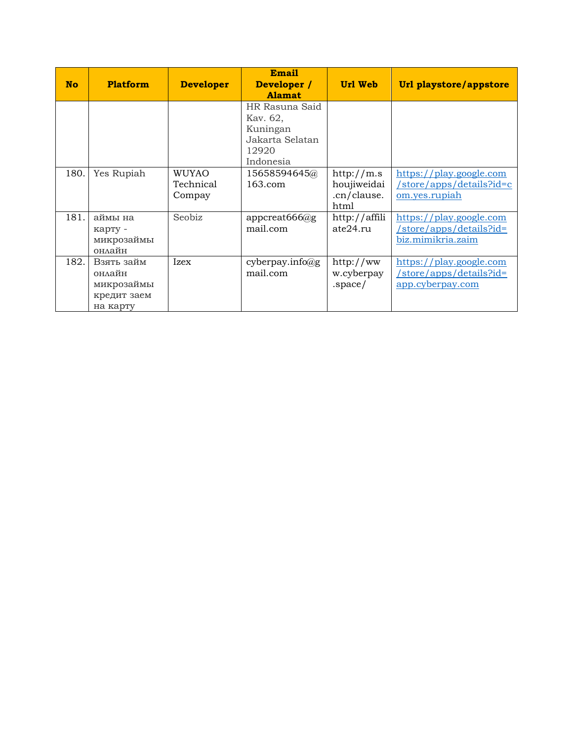| No | Platform | Developer | Email Developer / Alamat | Url Web | Url playstore/appstore |
|---|---|---|---|---|---|
| | | | HR Rasuna Said Kav. 62, Kuningan Jakarta Selatan 12920 Indonesia | | |
| 180. | Yes Rupiah | WUYAO Technical Compay | 15658594645@163.com | http://m.shoujiweidai.cn/clause.html | https://play.google.com/store/apps/details?id=com.yes.rupiah |
| 181. | аймы на карту - микрозаймы онлайн | Seobiz | appcreat666@gmail.com | http://affiliate24.ru | https://play.google.com/store/apps/details?id=biz.mimikria.zaim |
| 182. | Взять займ онлайн микрозаймы кредит заем на карту | Izex | cyberpay.info@gmail.com | http://www.cyberpay.space/ | https://play.google.com/store/apps/details?id=app.cyberpay.com |